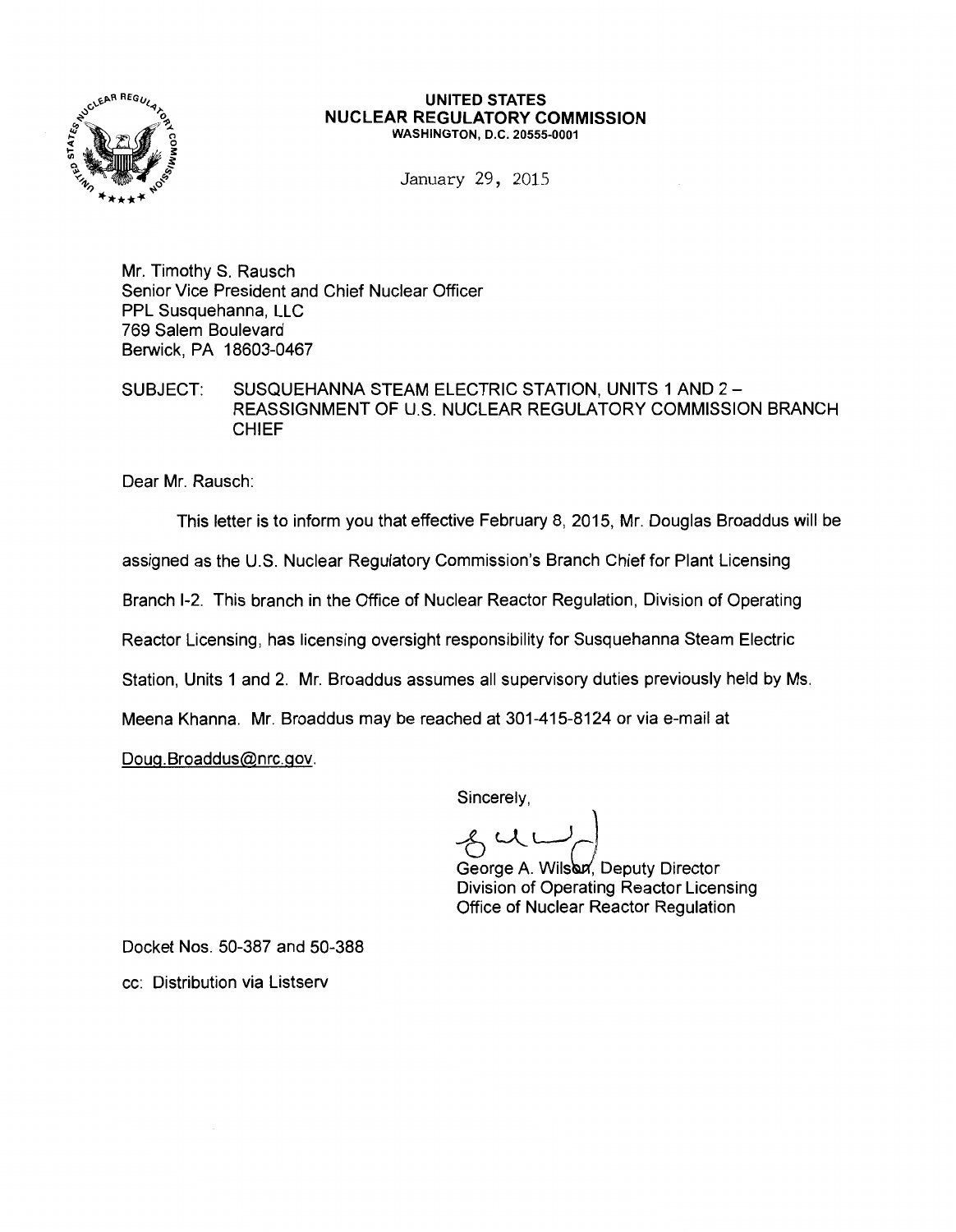**UNITED STATES**
**NUCLEAR REGULATORY COMMISSION**
**WASHINGTON, D.C. 20555-0001**

January 29, 2015

Mr. Timothy S. Rausch
Senior Vice President and Chief Nuclear Officer
PPL Susquehanna, LLC
769 Salem Boulevard
Berwick, PA 18603-0467

SUBJECT: SUSQUEHANNA STEAM ELECTRIC STATION, UNITS 1 AND 2 – REASSIGNMENT OF U.S. NUCLEAR REGULATORY COMMISSION BRANCH CHIEF

Dear Mr. Rausch:

This letter is to inform you that effective February 8, 2015, Mr. Douglas Broaddus will be assigned as the U.S. Nuclear Regulatory Commission's Branch Chief for Plant Licensing Branch I-2. This branch in the Office of Nuclear Reactor Regulation, Division of Operating Reactor Licensing, has licensing oversight responsibility for Susquehanna Steam Electric Station, Units 1 and 2. Mr. Broaddus assumes all supervisory duties previously held by Ms. Meena Khanna. Mr. Broaddus may be reached at 301-415-8124 or via e-mail at Doug.Broaddus@nrc.gov.

Sincerely,

George A. Wilson, Deputy Director
Division of Operating Reactor Licensing
Office of Nuclear Reactor Regulation

Docket Nos. 50-387 and 50-388

cc: Distribution via Listserv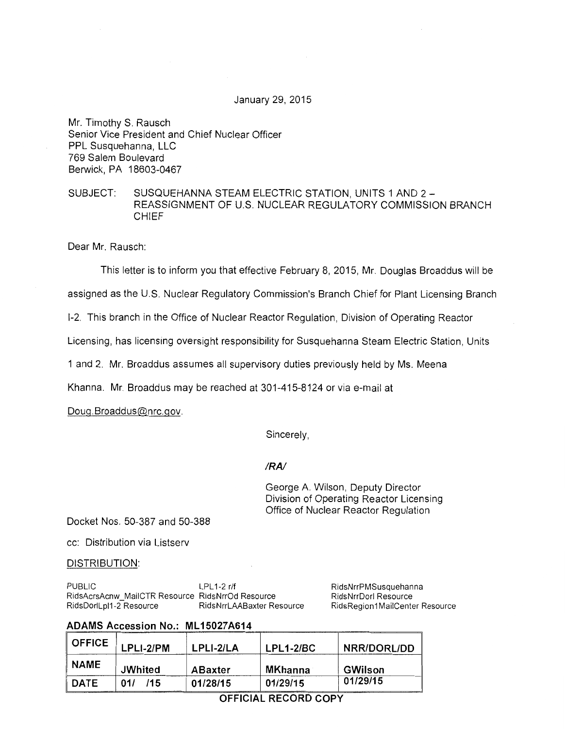January 29, 2015

Mr. Timothy S. Rausch
Senior Vice President and Chief Nuclear Officer
PPL Susquehanna, LLC
769 Salem Boulevard
Berwick, PA 18603-0467

SUBJECT: SUSQUEHANNA STEAM ELECTRIC STATION, UNITS 1 AND 2 – REASSIGNMENT OF U.S. NUCLEAR REGULATORY COMMISSION BRANCH CHIEF

Dear Mr. Rausch:

This letter is to inform you that effective February 8, 2015, Mr. Douglas Broaddus will be assigned as the U.S. Nuclear Regulatory Commission's Branch Chief for Plant Licensing Branch I-2. This branch in the Office of Nuclear Reactor Regulation, Division of Operating Reactor Licensing, has licensing oversight responsibility for Susquehanna Steam Electric Station, Units 1 and 2. Mr. Broaddus assumes all supervisory duties previously held by Ms. Meena Khanna. Mr. Broaddus may be reached at 301-415-8124 or via e-mail at Doug.Broaddus@nrc.gov.

Sincerely,

*/RA/*

George A. Wilson, Deputy Director
Division of Operating Reactor Licensing
Office of Nuclear Reactor Regulation

Docket Nos. 50-387 and 50-388

cc: Distribution via Listserv

DISTRIBUTION:

PUBLIC
LPL1-2 r/f
RidsNrrPMSusquehanna
RidsAcrsAcnw_MailCTR Resource
RidsNrrOd Resource
RidsNrrDorl Resource
RidsDorlLpl1-2 Resource
RidsNrrLAABaxter Resource
RidsRegion1MailCenter Resource

**ADAMS Accession No.: ML15027A614**

| OFFICE | LPLI-2/PM | LPLI-2/LA | LPL1-2/BC | NRR/DORL/DD |
|---|---|---|---|---|
| NAME | JWhited | ABaxter | MKhanna | GWilson |
| DATE | 01/ /15 | 01/28/15 | 01/29/15 | 01/29/15 |

**OFFICIAL RECORD COPY**